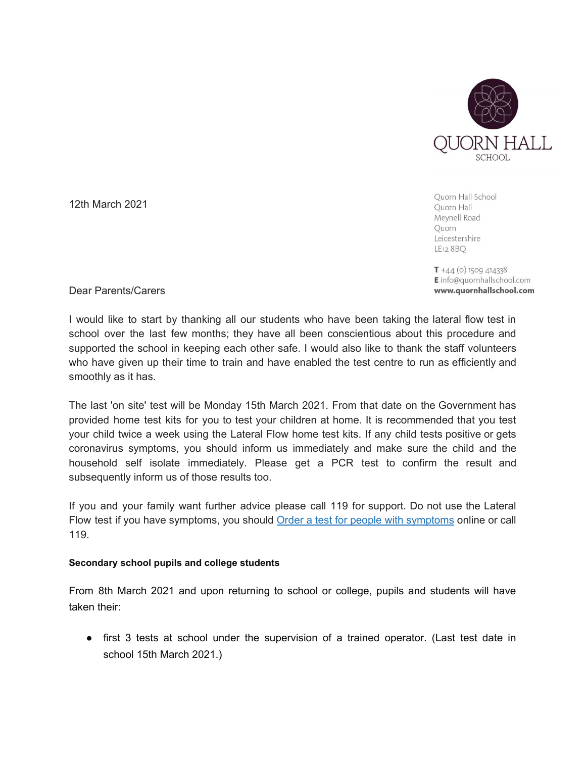QUORN HALL
SCHOOL

12th March 2021

Quorn Hall School
Quorn Hall
Meynell Road
Quorn
Leicestershire
LE12 8BQ

**T** +44 (0) 1509 414338
**E** info@quornhallschool.com
**www.quornhallschool.com**

Dear Parents/Carers

I would like to start by thanking all our students who have been taking the lateral flow test in school over the last few months; they have all been conscientious about this procedure and supported the school in keeping each other safe. I would also like to thank the staff volunteers who have given up their time to train and have enabled the test centre to run as efficiently and smoothly as it has.

The last 'on site' test will be Monday 15th March 2021. From that date on the Government has provided home test kits for you to test your children at home. It is recommended that you test your child twice a week using the Lateral Flow home test kits. If any child tests positive or gets coronavirus symptoms, you should inform us immediately and make sure the child and the household self isolate immediately. Please get a PCR test to confirm the result and subsequently inform us of those results too.

If you and your family want further advice please call 119 for support. Do not use the Lateral Flow test if you have symptoms, you should [Order a test for people with symptoms] online or call 119.

**Secondary school pupils and college students**

From 8th March 2021 and upon returning to school or college, pupils and students will have taken their:

- first 3 tests at school under the supervision of a trained operator. (Last test date in school 15th March 2021.)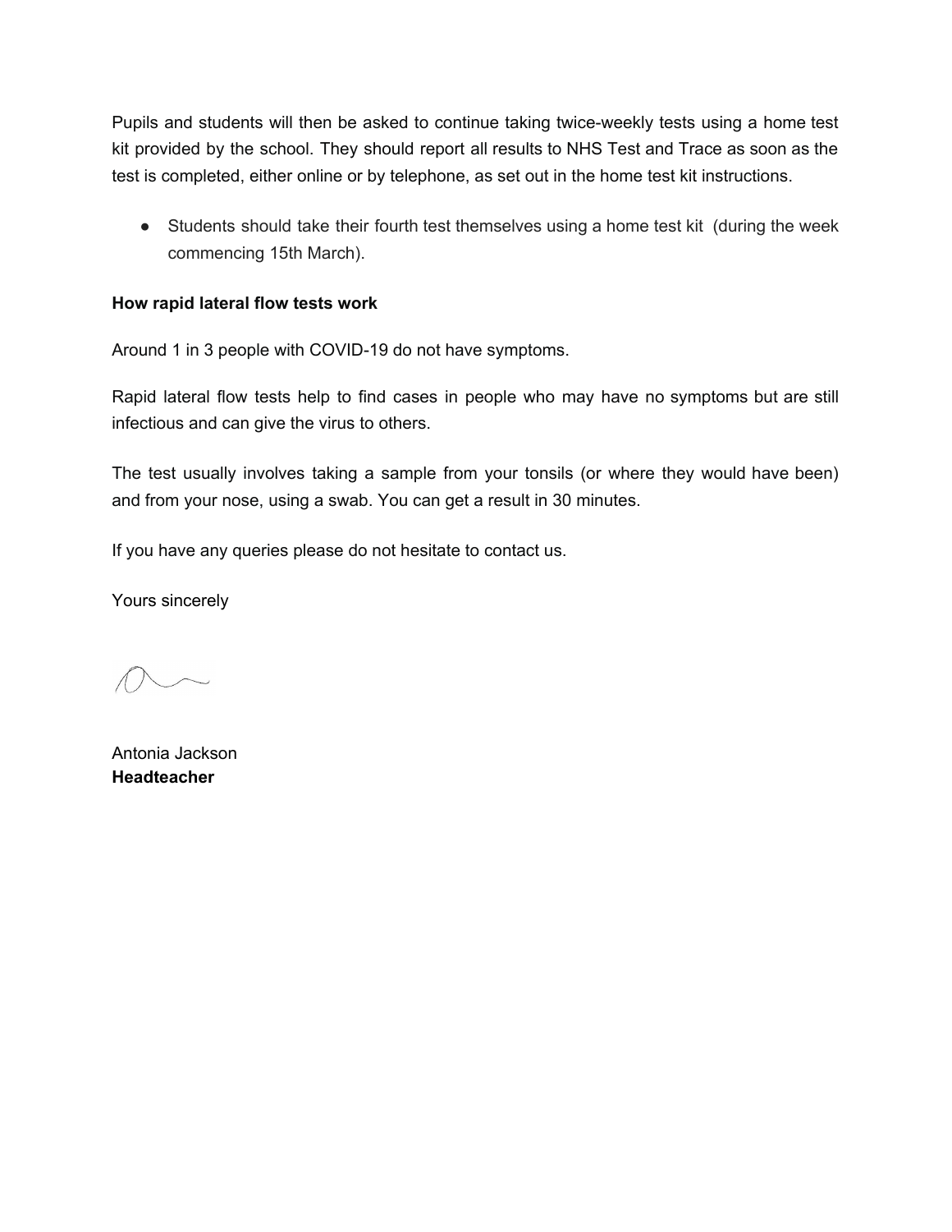Pupils and students will then be asked to continue taking twice-weekly tests using a home test kit provided by the school. They should report all results to NHS Test and Trace as soon as the test is completed, either online or by telephone, as set out in the home test kit instructions.

- Students should take their fourth test themselves using a home test kit (during the week commencing 15th March).

**How rapid lateral flow tests work**

Around 1 in 3 people with COVID-19 do not have symptoms.

Rapid lateral flow tests help to find cases in people who may have no symptoms but are still infectious and can give the virus to others.

The test usually involves taking a sample from your tonsils (or where they would have been) and from your nose, using a swab. You can get a result in 30 minutes.

If you have any queries please do not hesitate to contact us.

Yours sincerely

Antonia Jackson
**Headteacher**